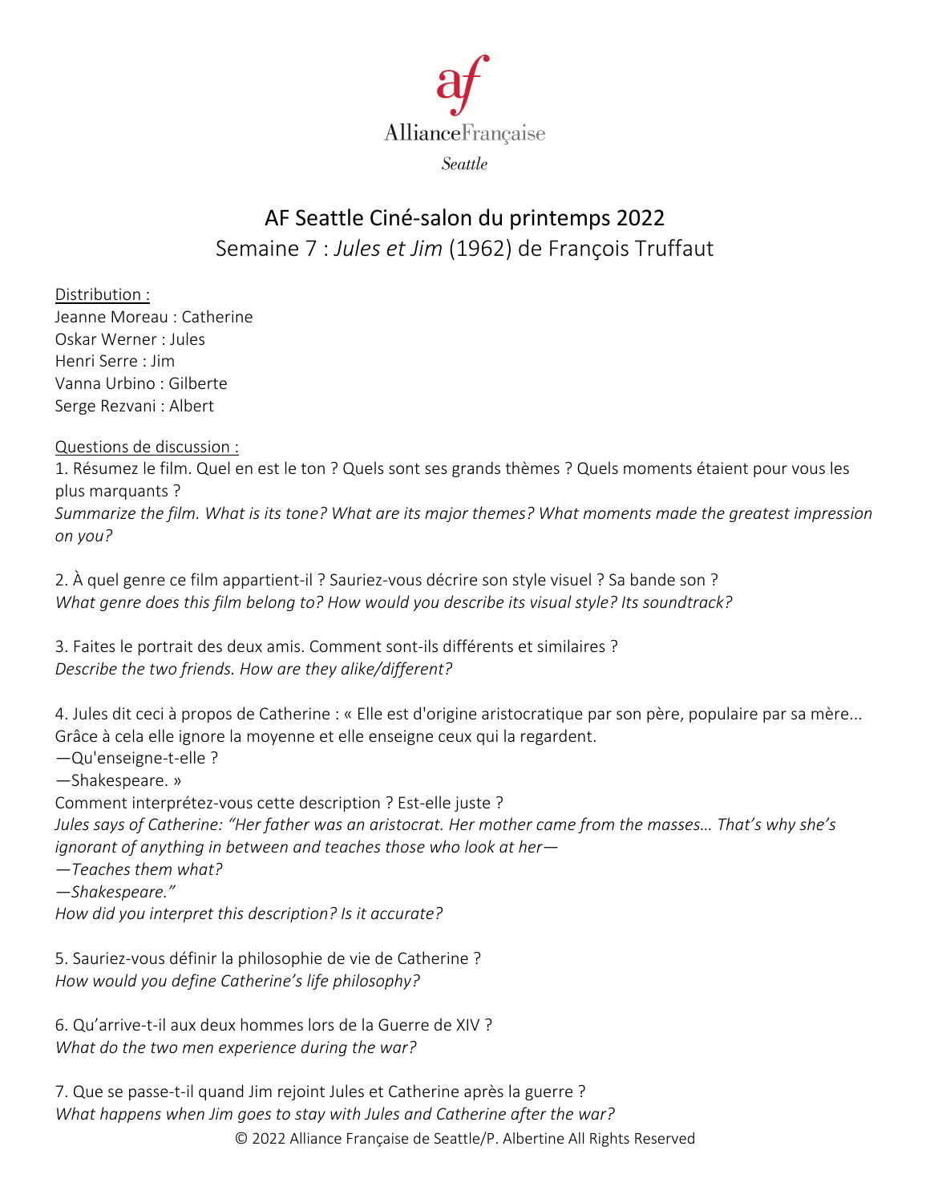Alliance Française

Seattle

# AF Seattle Ciné-salon du printemps 2022

## Semaine 7 : *Jules et Jim* (1962) de François Truffaut

Distribution :

Jeanne Moreau : Catherine
Oskar Werner : Jules
Henri Serre : Jim
Vanna Urbino : Gilberte
Serge Rezvani : Albert

Questions de discussion :

1. Résumez le film. Quel en est le ton ? Quels sont ses grands thèmes ? Quels moments étaient pour vous les plus marquants ?
*Summarize the film. What is its tone? What are its major themes? What moments made the greatest impression on you?*

2. À quel genre ce film appartient-il ? Sauriez-vous décrire son style visuel ? Sa bande son ?
*What genre does this film belong to? How would you describe its visual style? Its soundtrack?*

3. Faites le portrait des deux amis. Comment sont-ils différents et similaires ?
*Describe the two friends. How are they alike/different?*

4. Jules dit ceci à propos de Catherine : « Elle est d'origine aristocratique par son père, populaire par sa mère... Grâce à cela elle ignore la moyenne et elle enseigne ceux qui la regardent.
—Qu'enseigne-t-elle ?
—Shakespeare. »
Comment interprétez-vous cette description ? Est-elle juste ?
*Jules says of Catherine: "Her father was an aristocrat. Her mother came from the masses… That's why she's ignorant of anything in between and teaches those who look at her—*
*—Teaches them what?*
*—Shakespeare."*
*How did you interpret this description? Is it accurate?*

5. Sauriez-vous définir la philosophie de vie de Catherine ?
*How would you define Catherine's life philosophy?*

6. Qu'arrive-t-il aux deux hommes lors de la Guerre de XIV ?
*What do the two men experience during the war?*

7. Que se passe-t-il quand Jim rejoint Jules et Catherine après la guerre ?
*What happens when Jim goes to stay with Jules and Catherine after the war?*

© 2022 Alliance Française de Seattle/P. Albertine All Rights Reserved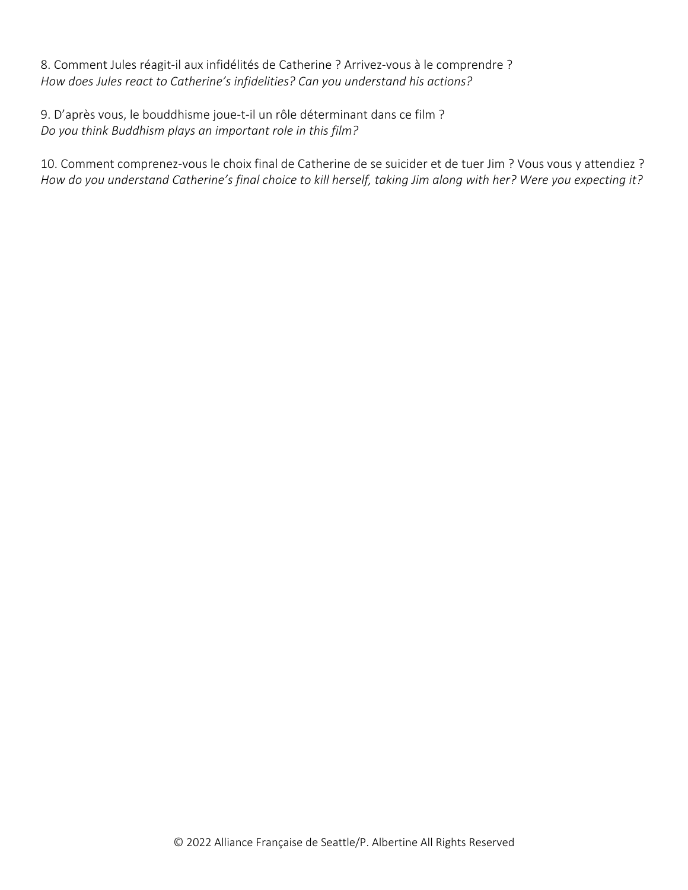8. Comment Jules réagit-il aux infidélités de Catherine ? Arrivez-vous à le comprendre ?
*How does Jules react to Catherine's infidelities? Can you understand his actions?*

9. D'après vous, le bouddhisme joue-t-il un rôle déterminant dans ce film ?
*Do you think Buddhism plays an important role in this film?*

10. Comment comprenez-vous le choix final de Catherine de se suicider et de tuer Jim ? Vous vous y attendiez ?
*How do you understand Catherine's final choice to kill herself, taking Jim along with her? Were you expecting it?*

© 2022 Alliance Française de Seattle/P. Albertine All Rights Reserved